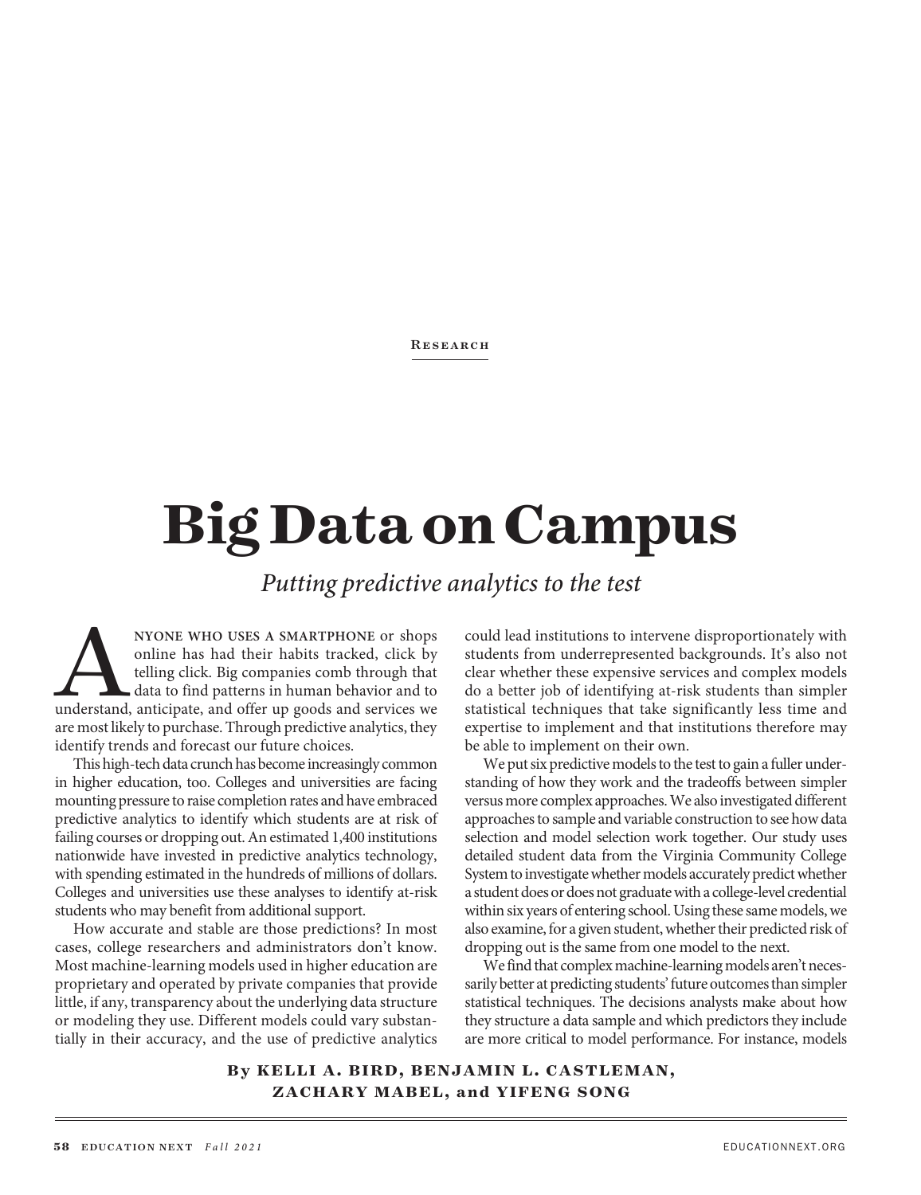Research

# Big Data on Campus

*Putting predictive analytics to the test*

**Anyone who uses a smartphone** or shops online has had their habits tracked, click by telling click. Big companies comb through that data to find patterns in human behavior and to understand, anticipate, and offer up goods and services we are most likely to purchase. Through predictive analytics, they identify trends and forecast our future choices.

This high-tech data crunch has become increasingly common in higher education, too. Colleges and universities are facing mounting pressure to raise completion rates and have embraced predictive analytics to identify which students are at risk of failing courses or dropping out. An estimated 1,400 institutions nationwide have invested in predictive analytics technology, with spending estimated in the hundreds of millions of dollars. Colleges and universities use these analyses to identify at-risk students who may benefit from additional support.

How accurate and stable are those predictions? In most cases, college researchers and administrators don't know. Most machine-learning models used in higher education are proprietary and operated by private companies that provide little, if any, transparency about the underlying data structure or modeling they use. Different models could vary substantially in their accuracy, and the use of predictive analytics could lead institutions to intervene disproportionately with students from underrepresented backgrounds. It's also not clear whether these expensive services and complex models do a better job of identifying at-risk students than simpler statistical techniques that take significantly less time and expertise to implement and that institutions therefore may be able to implement on their own.

We put six predictive models to the test to gain a fuller understanding of how they work and the tradeoffs between simpler versus more complex approaches. We also investigated different approaches to sample and variable construction to see how data selection and model selection work together. Our study uses detailed student data from the Virginia Community College System to investigate whether models accurately predict whether a student does or does not graduate with a college-level credential within six years of entering school. Using these same models, we also examine, for a given student, whether their predicted risk of dropping out is the same from one model to the next.

We find that complex machine-learning models aren't necessarily better at predicting students' future outcomes than simpler statistical techniques. The decisions analysts make about how they structure a data sample and which predictors they include are more critical to model performance. For instance, models

**By KELLI A. BIRD, BENJAMIN L. CASTLEMAN, ZACHARY MABEL, and YIFENG SONG**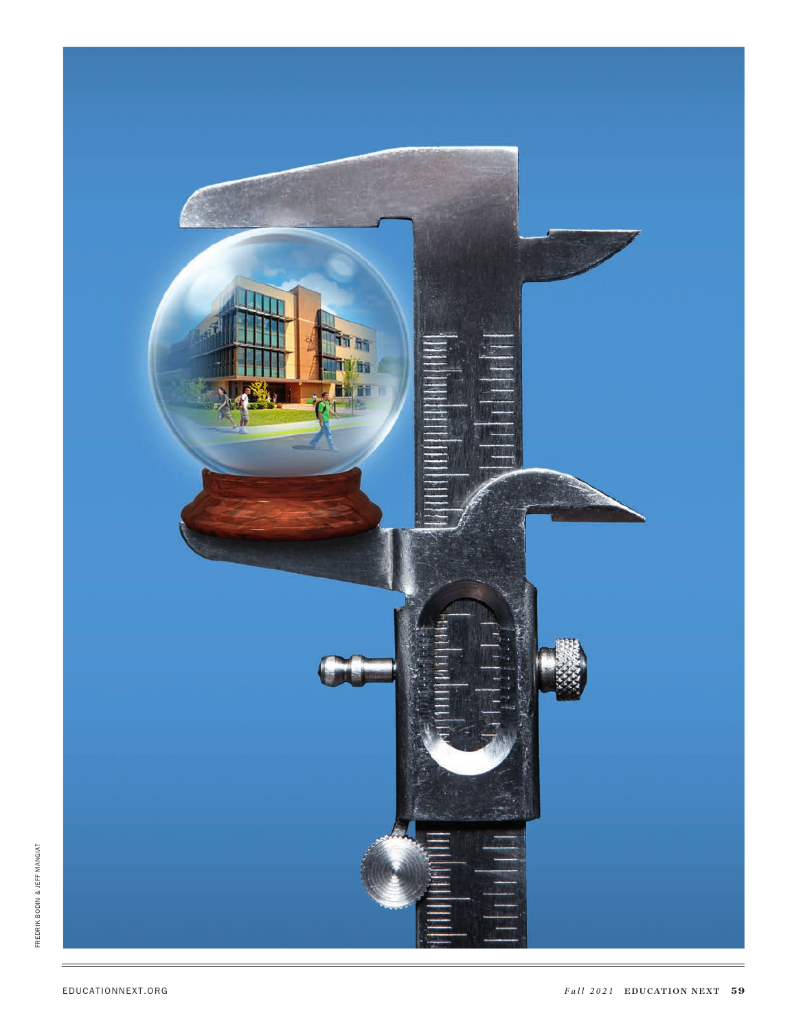FREDRIK BODIN & JEFF MANGIAT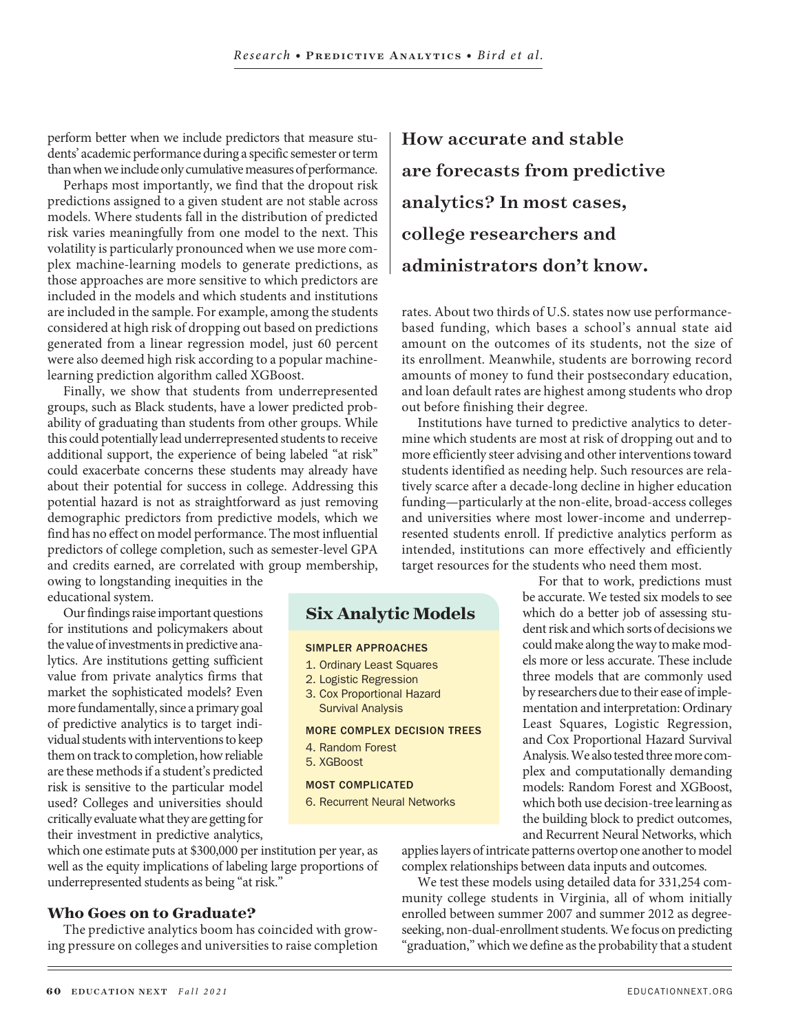perform better when we include predictors that measure students' academic performance during a specific semester or term than when we include only cumulative measures of performance.

Perhaps most importantly, we find that the dropout risk predictions assigned to a given student are not stable across models. Where students fall in the distribution of predicted risk varies meaningfully from one model to the next. This volatility is particularly pronounced when we use more complex machine-learning models to generate predictions, as those approaches are more sensitive to which predictors are included in the models and which students and institutions are included in the sample. For example, among the students considered at high risk of dropping out based on predictions generated from a linear regression model, just 60 percent were also deemed high risk according to a popular machine-learning prediction algorithm called XGBoost.

Finally, we show that students from underrepresented groups, such as Black students, have a lower predicted probability of graduating than students from other groups. While this could potentially lead underrepresented students to receive additional support, the experience of being labeled "at risk" could exacerbate concerns these students may already have about their potential for success in college. Addressing this potential hazard is not as straightforward as just removing demographic predictors from predictive models, which we find has no effect on model performance. The most influential predictors of college completion, such as semester-level GPA and credits earned, are correlated with group membership, owing to longstanding inequities in the educational system.

Our findings raise important questions for institutions and policymakers about the value of investments in predictive analytics. Are institutions getting sufficient value from private analytics firms that market the sophisticated models? Even more fundamentally, since a primary goal of predictive analytics is to target individual students with interventions to keep them on track to completion, how reliable are these methods if a student's predicted risk is sensitive to the particular model used? Colleges and universities should critically evaluate what they are getting for their investment in predictive analytics, which one estimate puts at $300,000 per institution per year, as well as the equity implications of labeling large proportions of underrepresented students as being "at risk."

**How accurate and stable are forecasts from predictive analytics? In most cases, college researchers and administrators don't know.**

## Who Goes on to Graduate?

The predictive analytics boom has coincided with growing pressure on colleges and universities to raise completion rates. About two thirds of U.S. states now use performance-based funding, which bases a school's annual state aid amount on the outcomes of its students, not the size of its enrollment. Meanwhile, students are borrowing record amounts of money to fund their postsecondary education, and loan default rates are highest among students who drop out before finishing their degree.

Institutions have turned to predictive analytics to determine which students are most at risk of dropping out and to more efficiently steer advising and other interventions toward students identified as needing help. Such resources are relatively scarce after a decade-long decline in higher education funding—particularly at the non-elite, broad-access colleges and universities where most lower-income and underrepresented students enroll. If predictive analytics perform as intended, institutions can more effectively and efficiently target resources for the students who need them most.

### Six Analytic Models

**SIMPLER APPROACHES**

1. Ordinary Least Squares
2. Logistic Regression
3. Cox Proportional Hazard Survival Analysis

**MORE COMPLEX DECISION TREES**

4. Random Forest
5. XGBoost

**MOST COMPLICATED**

6. Recurrent Neural Networks

For that to work, predictions must be accurate. We tested six models to see which do a better job of assessing student risk and which sorts of decisions we could make along the way to make models more or less accurate. These include three models that are commonly used by researchers due to their ease of implementation and interpretation: Ordinary Least Squares, Logistic Regression, and Cox Proportional Hazard Survival Analysis. We also tested three more complex and computationally demanding models: Random Forest and XGBoost, which both use decision-tree learning as the building block to predict outcomes, and Recurrent Neural Networks, which applies layers of intricate patterns overtop one another to model complex relationships between data inputs and outcomes.

We test these models using detailed data for 331,254 community college students in Virginia, all of whom initially enrolled between summer 2007 and summer 2012 as degree-seeking, non-dual-enrollment students. We focus on predicting "graduation," which we define as the probability that a student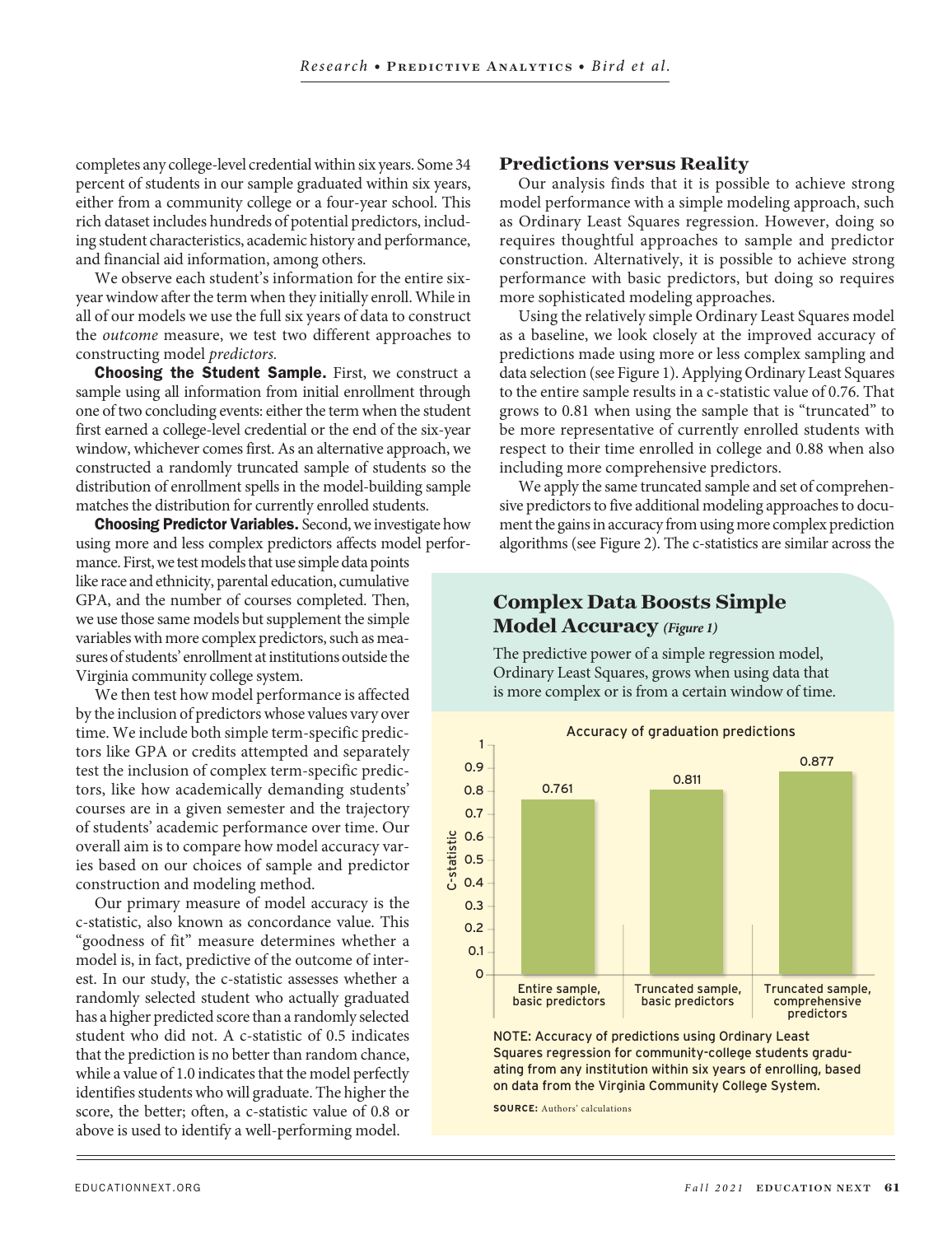completes any college-level credential within six years. Some 34 percent of students in our sample graduated within six years, either from a community college or a four-year school. This rich dataset includes hundreds of potential predictors, including student characteristics, academic history and performance, and financial aid information, among others.

We observe each student's information for the entire six-year window after the term when they initially enroll. While in all of our models we use the full six years of data to construct the *outcome* measure, we test two different approaches to constructing model *predictors.*

**Choosing the Student Sample.** First, we construct a sample using all information from initial enrollment through one of two concluding events: either the term when the student first earned a college-level credential or the end of the six-year window, whichever comes first. As an alternative approach, we constructed a randomly truncated sample of students so the distribution of enrollment spells in the model-building sample matches the distribution for currently enrolled students.

**Choosing Predictor Variables.** Second, we investigate how using more and less complex predictors affects model performance. First, we test models that use simple data points like race and ethnicity, parental education, cumulative GPA, and the number of courses completed. Then, we use those same models but supplement the simple variables with more complex predictors, such as measures of students' enrollment at institutions outside the Virginia community college system.

We then test how model performance is affected by the inclusion of predictors whose values vary over time. We include both simple term-specific predictors like GPA or credits attempted and separately test the inclusion of complex term-specific predictors, like how academically demanding students' courses are in a given semester and the trajectory of students' academic performance over time. Our overall aim is to compare how model accuracy varies based on our choices of sample and predictor construction and modeling method.

Our primary measure of model accuracy is the c-statistic, also known as concordance value. This "goodness of fit" measure determines whether a model is, in fact, predictive of the outcome of interest. In our study, the c-statistic assesses whether a randomly selected student who actually graduated has a higher predicted score than a randomly selected student who did not. A c-statistic of 0.5 indicates that the prediction is no better than random chance, while a value of 1.0 indicates that the model perfectly identifies students who will graduate. The higher the score, the better; often, a c-statistic value of 0.8 or above is used to identify a well-performing model.

## Predictions versus Reality

Our analysis finds that it is possible to achieve strong model performance with a simple modeling approach, such as Ordinary Least Squares regression. However, doing so requires thoughtful approaches to sample and predictor construction. Alternatively, it is possible to achieve strong performance with basic predictors, but doing so requires more sophisticated modeling approaches.

Using the relatively simple Ordinary Least Squares model as a baseline, we look closely at the improved accuracy of predictions made using more or less complex sampling and data selection (see Figure 1). Applying Ordinary Least Squares to the entire sample results in a c-statistic value of 0.76. That grows to 0.81 when using the sample that is "truncated" to be more representative of currently enrolled students with respect to their time enrolled in college and 0.88 when also including more comprehensive predictors.

We apply the same truncated sample and set of comprehensive predictors to five additional modeling approaches to document the gains in accuracy from using more complex prediction algorithms (see Figure 2). The c-statistics are similar across the

### Complex Data Boosts Simple Model Accuracy *(Figure 1)*

The predictive power of a simple regression model, Ordinary Least Squares, grows when using data that is more complex or is from a certain window of time.

Accuracy of graduation predictions

| | C-statistic |
|---|---|
| Entire sample, basic predictors | 0.761 |
| Truncated sample, basic predictors | 0.811 |
| Truncated sample, comprehensive predictors | 0.877 |

NOTE: Accuracy of predictions using Ordinary Least Squares regression for community-college students graduating from any institution within six years of enrolling, based on data from the Virginia Community College System.

**SOURCE:** Authors' calculations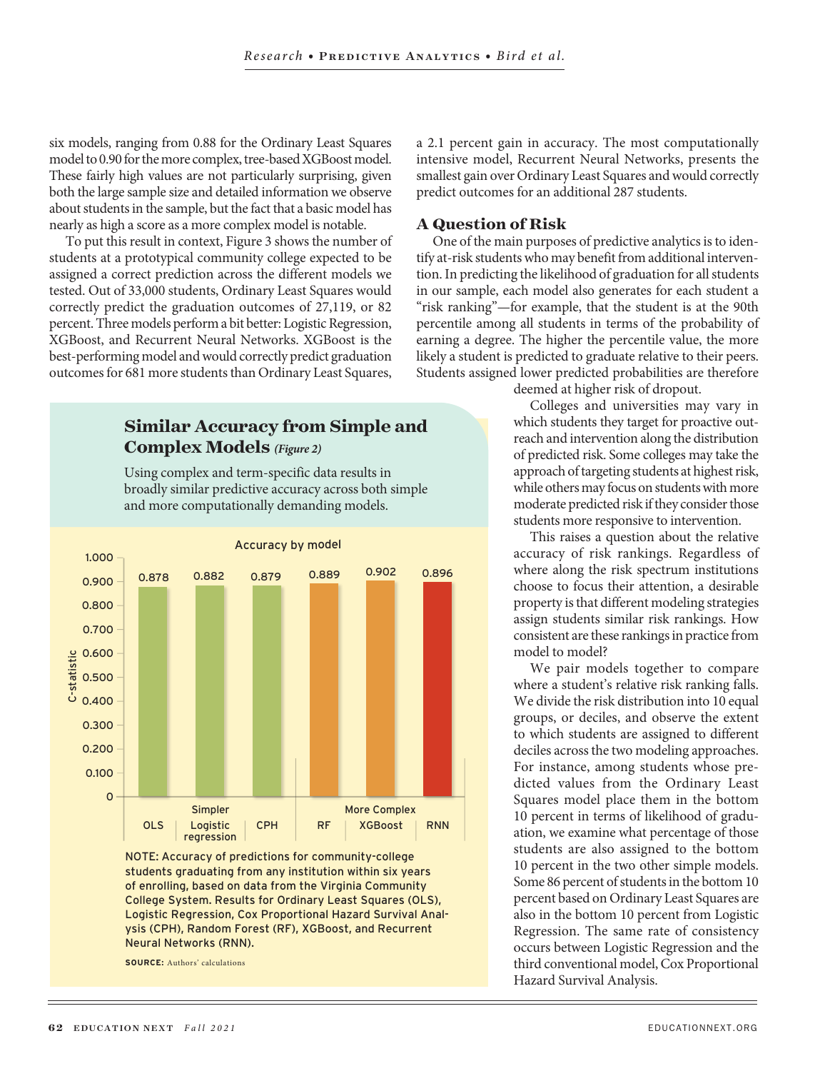six models, ranging from 0.88 for the Ordinary Least Squares model to 0.90 for the more complex, tree-based XGBoost model. These fairly high values are not particularly surprising, given both the large sample size and detailed information we observe about students in the sample, but the fact that a basic model has nearly as high a score as a more complex model is notable.

To put this result in context, Figure 3 shows the number of students at a prototypical community college expected to be assigned a correct prediction across the different models we tested. Out of 33,000 students, Ordinary Least Squares would correctly predict the graduation outcomes of 27,119, or 82 percent. Three models perform a bit better: Logistic Regression, XGBoost, and Recurrent Neural Networks. XGBoost is the best-performing model and would correctly predict graduation outcomes for 681 more students than Ordinary Least Squares, a 2.1 percent gain in accuracy. The most computationally intensive model, Recurrent Neural Networks, presents the smallest gain over Ordinary Least Squares and would correctly predict outcomes for an additional 287 students.

## A Question of Risk

One of the main purposes of predictive analytics is to identify at-risk students who may benefit from additional intervention. In predicting the likelihood of graduation for all students in our sample, each model also generates for each student a "risk ranking"—for example, that the student is at the 90th percentile among all students in terms of the probability of earning a degree. The higher the percentile value, the more likely a student is predicted to graduate relative to their peers. Students assigned lower predicted probabilities are therefore deemed at higher risk of dropout.

Colleges and universities may vary in which students they target for proactive outreach and intervention along the distribution of predicted risk. Some colleges may take the approach of targeting students at highest risk, while others may focus on students with more moderate predicted risk if they consider those students more responsive to intervention.

This raises a question about the relative accuracy of risk rankings. Regardless of where along the risk spectrum institutions choose to focus their attention, a desirable property is that different modeling strategies assign students similar risk rankings. How consistent are these rankings in practice from model to model?

We pair models together to compare where a student's relative risk ranking falls. We divide the risk distribution into 10 equal groups, or deciles, and observe the extent to which students are assigned to different deciles across the two modeling approaches. For instance, among students whose predicted values from the Ordinary Least Squares model place them in the bottom 10 percent in terms of likelihood of graduation, we examine what percentage of those students are also assigned to the bottom 10 percent in the two other simple models. Some 86 percent of students in the bottom 10 percent based on Ordinary Least Squares are also in the bottom 10 percent from Logistic Regression. The same rate of consistency occurs between Logistic Regression and the third conventional model, Cox Proportional Hazard Survival Analysis.

### Similar Accuracy from Simple and Complex Models *(Figure 2)*

Using complex and term-specific data results in broadly similar predictive accuracy across both simple and more computationally demanding models.

Accuracy by model (C-statistic)

| | Model | C-statistic |
|---|---|---|
| Simpler | OLS | 0.878 |
| | Logistic regression | 0.882 |
| | CPH | 0.879 |
| More Complex | RF | 0.889 |
| | XGBoost | 0.902 |
| | RNN | 0.896 |

NOTE: Accuracy of predictions for community-college students graduating from any institution within six years of enrolling, based on data from the Virginia Community College System. Results for Ordinary Least Squares (OLS), Logistic Regression, Cox Proportional Hazard Survival Analysis (CPH), Random Forest (RF), XGBoost, and Recurrent Neural Networks (RNN).

**SOURCE:** Authors' calculations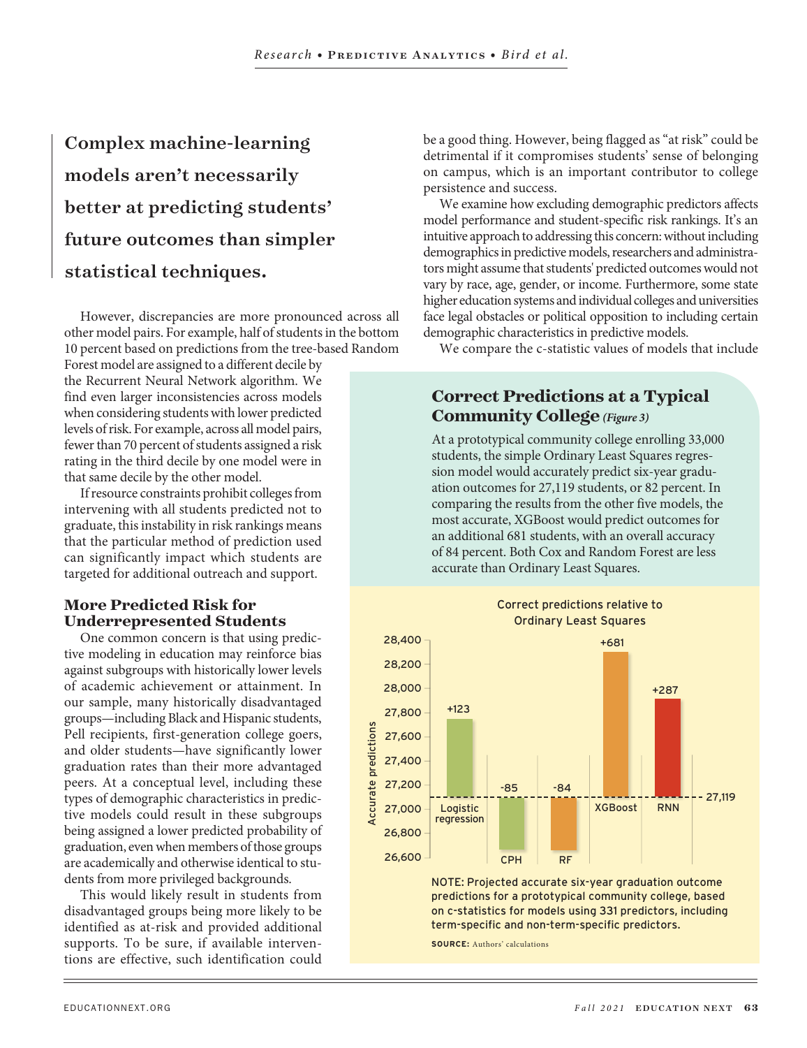> **Complex machine-learning models aren't necessarily better at predicting students' future outcomes than simpler statistical techniques.**

However, discrepancies are more pronounced across all other model pairs. For example, half of students in the bottom 10 percent based on predictions from the tree-based Random Forest model are assigned to a different decile by the Recurrent Neural Network algorithm. We find even larger inconsistencies across models when considering students with lower predicted levels of risk. For example, across all model pairs, fewer than 70 percent of students assigned a risk rating in the third decile by one model were in that same decile by the other model.

If resource constraints prohibit colleges from intervening with all students predicted not to graduate, this instability in risk rankings means that the particular method of prediction used can significantly impact which students are targeted for additional outreach and support.

## More Predicted Risk for Underrepresented Students

One common concern is that using predictive modeling in education may reinforce bias against subgroups with historically lower levels of academic achievement or attainment. In our sample, many historically disadvantaged groups—including Black and Hispanic students, Pell recipients, first-generation college goers, and older students—have significantly lower graduation rates than their more advantaged peers. At a conceptual level, including these types of demographic characteristics in predictive models could result in these subgroups being assigned a lower predicted probability of graduation, even when members of those groups are academically and otherwise identical to students from more privileged backgrounds.

This would likely result in students from disadvantaged groups being more likely to be identified as at-risk and provided additional supports. To be sure, if available interventions are effective, such identification could be a good thing. However, being flagged as "at risk" could be detrimental if it compromises students' sense of belonging on campus, which is an important contributor to college persistence and success.

We examine how excluding demographic predictors affects model performance and student-specific risk rankings. It's an intuitive approach to addressing this concern: without including demographics in predictive models, researchers and administrators might assume that students' predicted outcomes would not vary by race, age, gender, or income. Furthermore, some state higher education systems and individual colleges and universities face legal obstacles or political opposition to including certain demographic characteristics in predictive models.

We compare the c-statistic values of models that include

### Correct Predictions at a Typical Community College *(Figure 3)*

At a prototypical community college enrolling 33,000 students, the simple Ordinary Least Squares regression model would accurately predict six-year graduation outcomes for 27,119 students, or 82 percent. In comparing the results from the other five models, the most accurate, XGBoost would predict outcomes for an additional 681 students, with an overall accuracy of 84 percent. Both Cox and Random Forest are less accurate than Ordinary Least Squares.

Correct predictions relative to Ordinary Least Squares

| Model | Accurate predictions relative to OLS (27,119) |
|---|---|
| Logistic regression | +123 |
| CPH | -85 |
| RF | -84 |
| XGBoost | +681 |
| RNN | +287 |

NOTE: Projected accurate six-year graduation outcome predictions for a prototypical community college, based on c-statistics for models using 331 predictors, including term-specific and non-term-specific predictors.

SOURCE: Authors' calculations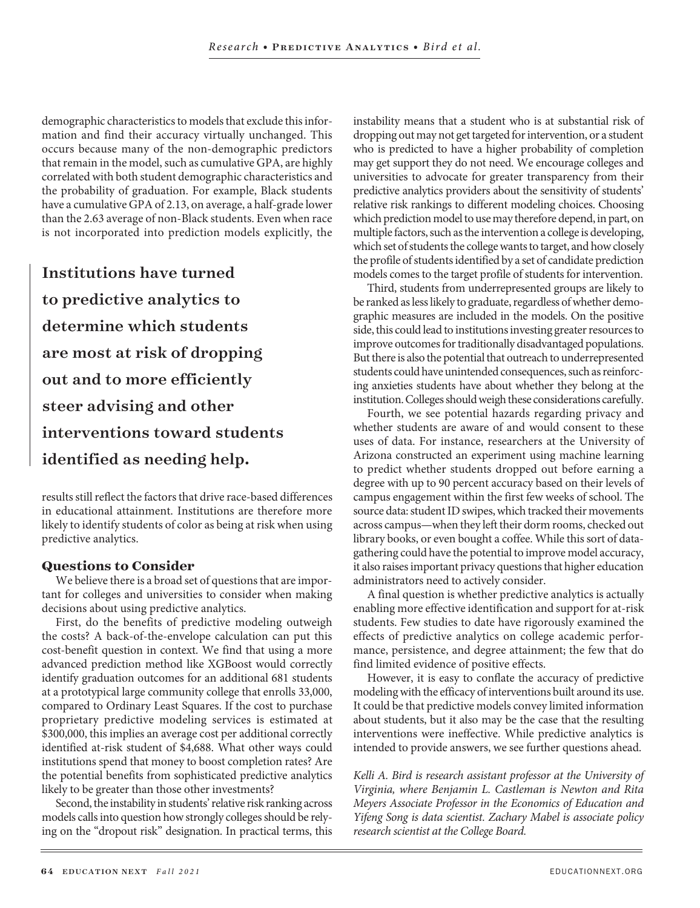demographic characteristics to models that exclude this information and find their accuracy virtually unchanged. This occurs because many of the non-demographic predictors that remain in the model, such as cumulative GPA, are highly correlated with both student demographic characteristics and the probability of graduation. For example, Black students have a cumulative GPA of 2.13, on average, a half-grade lower than the 2.63 average of non-Black students. Even when race is not incorporated into prediction models explicitly, the results still reflect the factors that drive race-based differences in educational attainment. Institutions are therefore more likely to identify students of color as being at risk when using predictive analytics.

**Institutions have turned to predictive analytics to determine which students are most at risk of dropping out and to more efficiently steer advising and other interventions toward students identified as needing help.**

### Questions to Consider

We believe there is a broad set of questions that are important for colleges and universities to consider when making decisions about using predictive analytics.

First, do the benefits of predictive modeling outweigh the costs? A back-of-the-envelope calculation can put this cost-benefit question in context. We find that using a more advanced prediction method like XGBoost would correctly identify graduation outcomes for an additional 681 students at a prototypical large community college that enrolls 33,000, compared to Ordinary Least Squares. If the cost to purchase proprietary predictive modeling services is estimated at $300,000, this implies an average cost per additional correctly identified at-risk student of $4,688. What other ways could institutions spend that money to boost completion rates? Are the potential benefits from sophisticated predictive analytics likely to be greater than those other investments?

Second, the instability in students' relative risk ranking across models calls into question how strongly colleges should be relying on the "dropout risk" designation. In practical terms, this instability means that a student who is at substantial risk of dropping out may not get targeted for intervention, or a student who is predicted to have a higher probability of completion may get support they do not need. We encourage colleges and universities to advocate for greater transparency from their predictive analytics providers about the sensitivity of students' relative risk rankings to different modeling choices. Choosing which prediction model to use may therefore depend, in part, on multiple factors, such as the intervention a college is developing, which set of students the college wants to target, and how closely the profile of students identified by a set of candidate prediction models comes to the target profile of students for intervention.

Third, students from underrepresented groups are likely to be ranked as less likely to graduate, regardless of whether demographic measures are included in the models. On the positive side, this could lead to institutions investing greater resources to improve outcomes for traditionally disadvantaged populations. But there is also the potential that outreach to underrepresented students could have unintended consequences, such as reinforcing anxieties students have about whether they belong at the institution. Colleges should weigh these considerations carefully.

Fourth, we see potential hazards regarding privacy and whether students are aware of and would consent to these uses of data. For instance, researchers at the University of Arizona constructed an experiment using machine learning to predict whether students dropped out before earning a degree with up to 90 percent accuracy based on their levels of campus engagement within the first few weeks of school. The source data: student ID swipes, which tracked their movements across campus—when they left their dorm rooms, checked out library books, or even bought a coffee. While this sort of data-gathering could have the potential to improve model accuracy, it also raises important privacy questions that higher education administrators need to actively consider.

A final question is whether predictive analytics is actually enabling more effective identification and support for at-risk students. Few studies to date have rigorously examined the effects of predictive analytics on college academic performance, persistence, and degree attainment; the few that do find limited evidence of positive effects.

However, it is easy to conflate the accuracy of predictive modeling with the efficacy of interventions built around its use. It could be that predictive models convey limited information about students, but it also may be the case that the resulting interventions were ineffective. While predictive analytics is intended to provide answers, we see further questions ahead.

*Kelli A. Bird is research assistant professor at the University of Virginia, where Benjamin L. Castleman is Newton and Rita Meyers Associate Professor in the Economics of Education and Yifeng Song is data scientist. Zachary Mabel is associate policy research scientist at the College Board.*